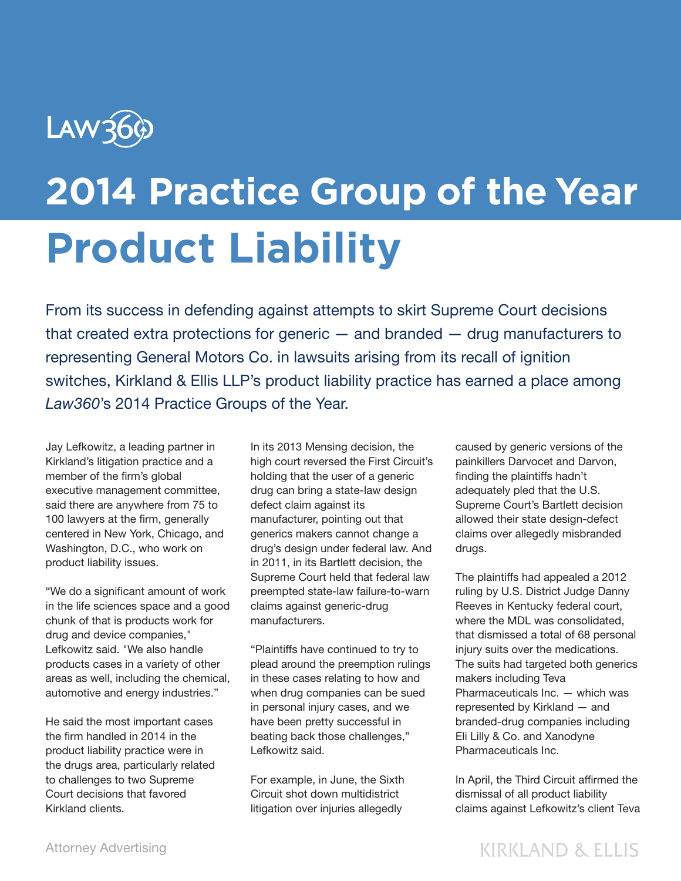Law360

# 2014 Practice Group of the Year

# Product Liability

From its success in defending against attempts to skirt Supreme Court decisions that created extra protections for generic — and branded — drug manufacturers to representing General Motors Co. in lawsuits arising from its recall of ignition switches, Kirkland & Ellis LLP's product liability practice has earned a place among *Law360*'s 2014 Practice Groups of the Year.

Jay Lefkowitz, a leading partner in Kirkland's litigation practice and a member of the firm's global executive management committee, said there are anywhere from 75 to 100 lawyers at the firm, generally centered in New York, Chicago, and Washington, D.C., who work on product liability issues.

"We do a significant amount of work in the life sciences space and a good chunk of that is products work for drug and device companies," Lefkowitz said. "We also handle products cases in a variety of other areas as well, including the chemical, automotive and energy industries."

He said the most important cases the firm handled in 2014 in the product liability practice were in the drugs area, particularly related to challenges to two Supreme Court decisions that favored Kirkland clients.

In its 2013 Mensing decision, the high court reversed the First Circuit's holding that the user of a generic drug can bring a state-law design defect claim against its manufacturer, pointing out that generics makers cannot change a drug's design under federal law. And in 2011, in its Bartlett decision, the Supreme Court held that federal law preempted state-law failure-to-warn claims against generic-drug manufacturers.

"Plaintiffs have continued to try to plead around the preemption rulings in these cases relating to how and when drug companies can be sued in personal injury cases, and we have been pretty successful in beating back those challenges," Lefkowitz said.

For example, in June, the Sixth Circuit shot down multidistrict litigation over injuries allegedly caused by generic versions of the painkillers Darvocet and Darvon, finding the plaintiffs hadn't adequately pled that the U.S. Supreme Court's Bartlett decision allowed their state design-defect claims over allegedly misbranded drugs.

The plaintiffs had appealed a 2012 ruling by U.S. District Judge Danny Reeves in Kentucky federal court, where the MDL was consolidated, that dismissed a total of 68 personal injury suits over the medications. The suits had targeted both generics makers including Teva Pharmaceuticals Inc. — which was represented by Kirkland — and branded-drug companies including Eli Lilly & Co. and Xanodyne Pharmaceuticals Inc.

In April, the Third Circuit affirmed the dismissal of all product liability claims against Lefkowitz's client Teva

Attorney Advertising

KIRKLAND & ELLIS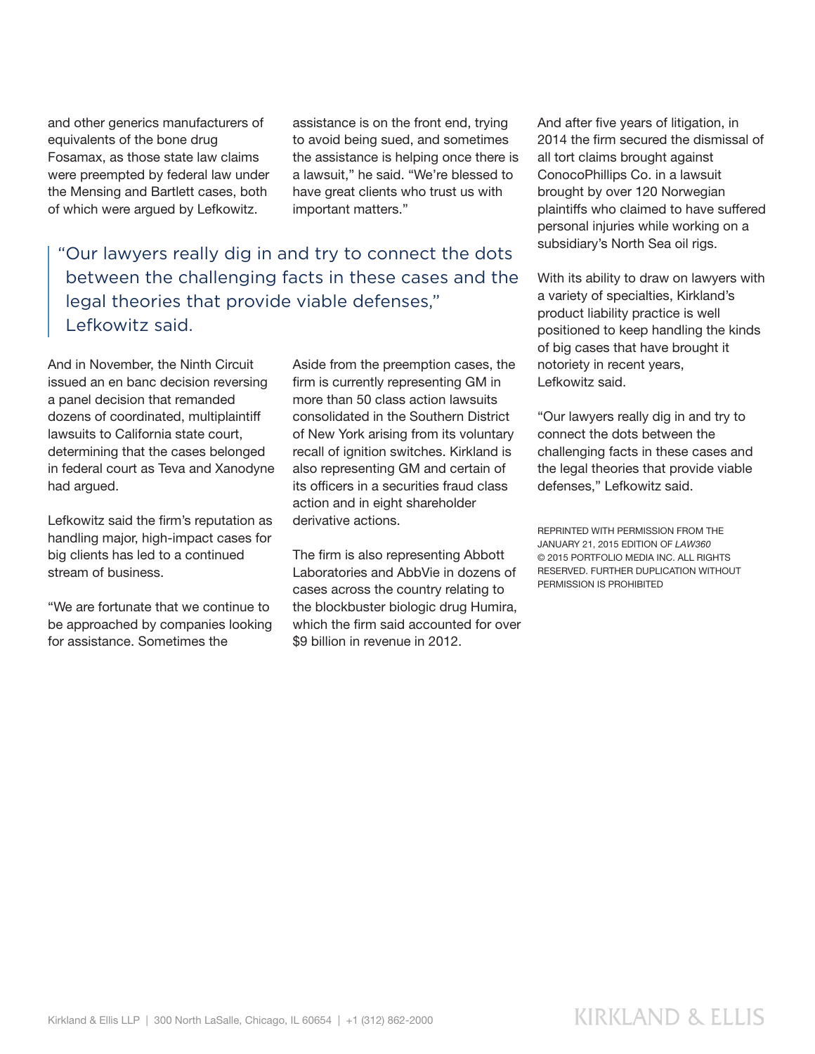and other generics manufacturers of equivalents of the bone drug Fosamax, as those state law claims were preempted by federal law under the Mensing and Bartlett cases, both of which were argued by Lefkowitz.

> "Our lawyers really dig in and try to connect the dots between the challenging facts in these cases and the legal theories that provide viable defenses," Lefkowitz said.

And in November, the Ninth Circuit issued an en banc decision reversing a panel decision that remanded dozens of coordinated, multiplaintiff lawsuits to California state court, determining that the cases belonged in federal court as Teva and Xanodyne had argued.

Lefkowitz said the firm's reputation as handling major, high-impact cases for big clients has led to a continued stream of business.

"We are fortunate that we continue to be approached by companies looking for assistance. Sometimes the assistance is on the front end, trying to avoid being sued, and sometimes the assistance is helping once there is a lawsuit," he said. "We're blessed to have great clients who trust us with important matters."

Aside from the preemption cases, the firm is currently representing GM in more than 50 class action lawsuits consolidated in the Southern District of New York arising from its voluntary recall of ignition switches. Kirkland is also representing GM and certain of its officers in a securities fraud class action and in eight shareholder derivative actions.

The firm is also representing Abbott Laboratories and AbbVie in dozens of cases across the country relating to the blockbuster biologic drug Humira, which the firm said accounted for over $9 billion in revenue in 2012.

And after five years of litigation, in 2014 the firm secured the dismissal of all tort claims brought against ConocoPhillips Co. in a lawsuit brought by over 120 Norwegian plaintiffs who claimed to have suffered personal injuries while working on a subsidiary's North Sea oil rigs.

With its ability to draw on lawyers with a variety of specialties, Kirkland's product liability practice is well positioned to keep handling the kinds of big cases that have brought it notoriety in recent years, Lefkowitz said.

"Our lawyers really dig in and try to connect the dots between the challenging facts in these cases and the legal theories that provide viable defenses," Lefkowitz said.

REPRINTED WITH PERMISSION FROM THE JANUARY 21, 2015 EDITION OF *LAW360* © 2015 PORTFOLIO MEDIA INC. ALL RIGHTS RESERVED. FURTHER DUPLICATION WITHOUT PERMISSION IS PROHIBITED